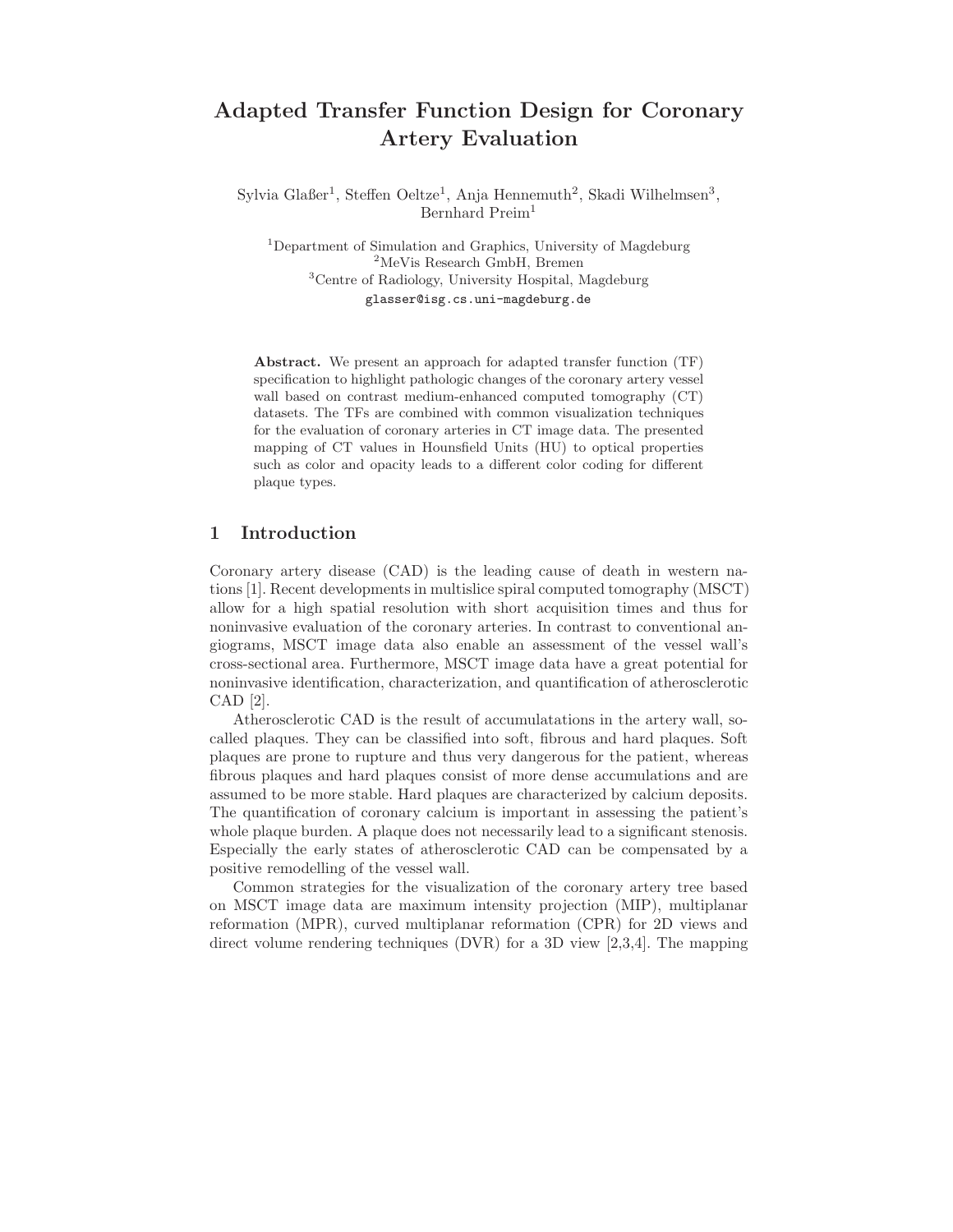# Adapted Transfer Function Design for Coronary Artery Evaluation

Sylvia Glaßer[1], Steffen Oeltze[1], Anja Hennemuth[2], Skadi Wilhelmsen[3], Bernhard Preim[1]

[1]Department of Simulation and Graphics, University of Magdeburg
[2]MeVis Research GmbH, Bremen
[3]Centre of Radiology, University Hospital, Magdeburg
glasser@isg.cs.uni-magdeburg.de

**Abstract.** We present an approach for adapted transfer function (TF) specification to highlight pathologic changes of the coronary artery vessel wall based on contrast medium-enhanced computed tomography (CT) datasets. The TFs are combined with common visualization techniques for the evaluation of coronary arteries in CT image data. The presented mapping of CT values in Hounsfield Units (HU) to optical properties such as color and opacity leads to a different color coding for different plaque types.

## 1 Introduction

Coronary artery disease (CAD) is the leading cause of death in western nations [1]. Recent developments in multislice spiral computed tomography (MSCT) allow for a high spatial resolution with short acquisition times and thus for noninvasive evaluation of the coronary arteries. In contrast to conventional angiograms, MSCT image data also enable an assessment of the vessel wall's cross-sectional area. Furthermore, MSCT image data have a great potential for noninvasive identification, characterization, and quantification of atherosclerotic CAD [2].

Atherosclerotic CAD is the result of accumulatations in the artery wall, so-called plaques. They can be classified into soft, fibrous and hard plaques. Soft plaques are prone to rupture and thus very dangerous for the patient, whereas fibrous plaques and hard plaques consist of more dense accumulations and are assumed to be more stable. Hard plaques are characterized by calcium deposits. The quantification of coronary calcium is important in assessing the patient's whole plaque burden. A plaque does not necessarily lead to a significant stenosis. Especially the early states of atherosclerotic CAD can be compensated by a positive remodelling of the vessel wall.

Common strategies for the visualization of the coronary artery tree based on MSCT image data are maximum intensity projection (MIP), multiplanar reformation (MPR), curved multiplanar reformation (CPR) for 2D views and direct volume rendering techniques (DVR) for a 3D view [2,3,4]. The mapping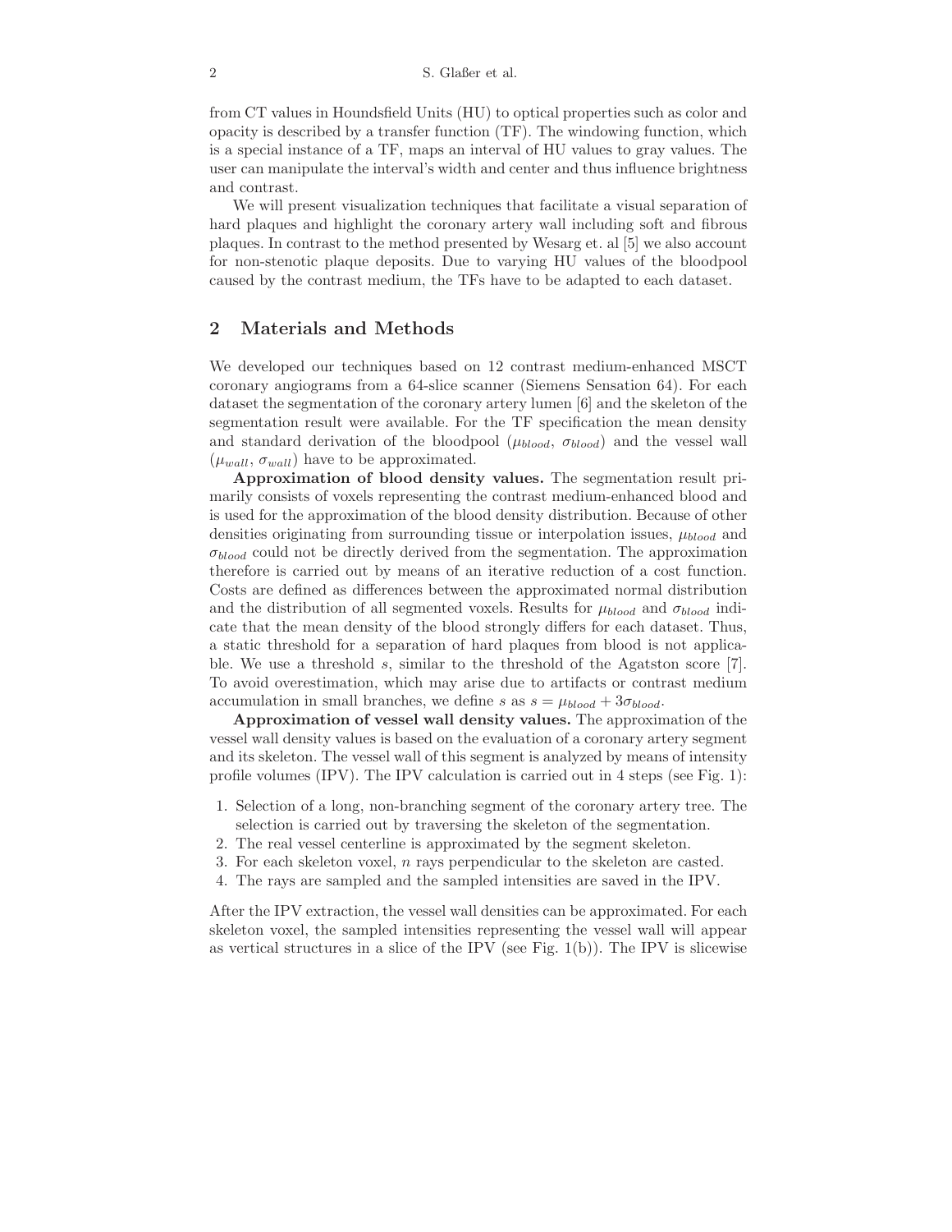from CT values in Houndsfield Units (HU) to optical properties such as color and opacity is described by a transfer function (TF). The windowing function, which is a special instance of a TF, maps an interval of HU values to gray values. The user can manipulate the interval's width and center and thus influence brightness and contrast.

We will present visualization techniques that facilitate a visual separation of hard plaques and highlight the coronary artery wall including soft and fibrous plaques. In contrast to the method presented by Wesarg et. al [5] we also account for non-stenotic plaque deposits. Due to varying HU values of the bloodpool caused by the contrast medium, the TFs have to be adapted to each dataset.

## 2 Materials and Methods

We developed our techniques based on 12 contrast medium-enhanced MSCT coronary angiograms from a 64-slice scanner (Siemens Sensation 64). For each dataset the segmentation of the coronary artery lumen [6] and the skeleton of the segmentation result were available. For the TF specification the mean density and standard derivation of the bloodpool ($\mu_{blood}$, $\sigma_{blood}$) and the vessel wall ($\mu_{wall}$, $\sigma_{wall}$) have to be approximated.

**Approximation of blood density values.** The segmentation result primarily consists of voxels representing the contrast medium-enhanced blood and is used for the approximation of the blood density distribution. Because of other densities originating from surrounding tissue or interpolation issues, $\mu_{blood}$ and $\sigma_{blood}$ could not be directly derived from the segmentation. The approximation therefore is carried out by means of an iterative reduction of a cost function. Costs are defined as differences between the approximated normal distribution and the distribution of all segmented voxels. Results for $\mu_{blood}$ and $\sigma_{blood}$ indicate that the mean density of the blood strongly differs for each dataset. Thus, a static threshold for a separation of hard plaques from blood is not applicable. We use a threshold $s$, similar to the threshold of the Agatston score [7]. To avoid overestimation, which may arise due to artifacts or contrast medium accumulation in small branches, we define $s$ as $s = \mu_{blood} + 3\sigma_{blood}$.

**Approximation of vessel wall density values.** The approximation of the vessel wall density values is based on the evaluation of a coronary artery segment and its skeleton. The vessel wall of this segment is analyzed by means of intensity profile volumes (IPV). The IPV calculation is carried out in 4 steps (see Fig. 1):

1. Selection of a long, non-branching segment of the coronary artery tree. The selection is carried out by traversing the skeleton of the segmentation.
2. The real vessel centerline is approximated by the segment skeleton.
3. For each skeleton voxel, $n$ rays perpendicular to the skeleton are casted.
4. The rays are sampled and the sampled intensities are saved in the IPV.

After the IPV extraction, the vessel wall densities can be approximated. For each skeleton voxel, the sampled intensities representing the vessel wall will appear as vertical structures in a slice of the IPV (see Fig. 1(b)). The IPV is slicewise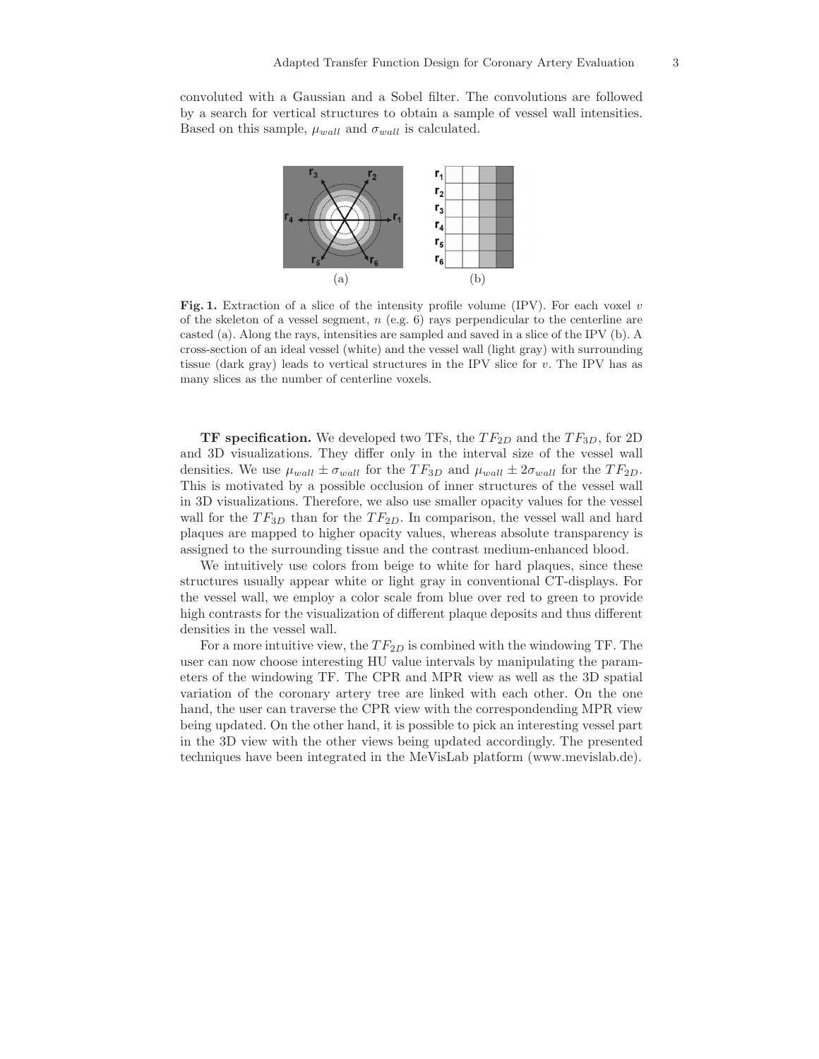convoluted with a Gaussian and a Sobel filter. The convolutions are followed by a search for vertical structures to obtain a sample of vessel wall intensities. Based on this sample, $\mu_{wall}$ and $\sigma_{wall}$ is calculated.

**Fig. 1.** Extraction of a slice of the intensity profile volume (IPV). For each voxel $v$ of the skeleton of a vessel segment, $n$ (e.g. 6) rays perpendicular to the centerline are casted (a). Along the rays, intensities are sampled and saved in a slice of the IPV (b). A cross-section of an ideal vessel (white) and the vessel wall (light gray) with surrounding tissue (dark gray) leads to vertical structures in the IPV slice for $v$. The IPV has as many slices as the number of centerline voxels.

**TF specification.** We developed two TFs, the $TF_{2D}$ and the $TF_{3D}$, for 2D and 3D visualizations. They differ only in the interval size of the vessel wall densities. We use $\mu_{wall} \pm \sigma_{wall}$ for the $TF_{3D}$ and $\mu_{wall} \pm 2\sigma_{wall}$ for the $TF_{2D}$. This is motivated by a possible occlusion of inner structures of the vessel wall in 3D visualizations. Therefore, we also use smaller opacity values for the vessel wall for the $TF_{3D}$ than for the $TF_{2D}$. In comparison, the vessel wall and hard plaques are mapped to higher opacity values, whereas absolute transparency is assigned to the surrounding tissue and the contrast medium-enhanced blood.

We intuitively use colors from beige to white for hard plaques, since these structures usually appear white or light gray in conventional CT-displays. For the vessel wall, we employ a color scale from blue over red to green to provide high contrasts for the visualization of different plaque deposits and thus different densities in the vessel wall.

For a more intuitive view, the $TF_{2D}$ is combined with the windowing TF. The user can now choose interesting HU value intervals by manipulating the parameters of the windowing TF. The CPR and MPR view as well as the 3D spatial variation of the coronary artery tree are linked with each other. On the one hand, the user can traverse the CPR view with the correspondending MPR view being updated. On the other hand, it is possible to pick an interesting vessel part in the 3D view with the other views being updated accordingly. The presented techniques have been integrated in the MeVisLab platform (www.mevislab.de).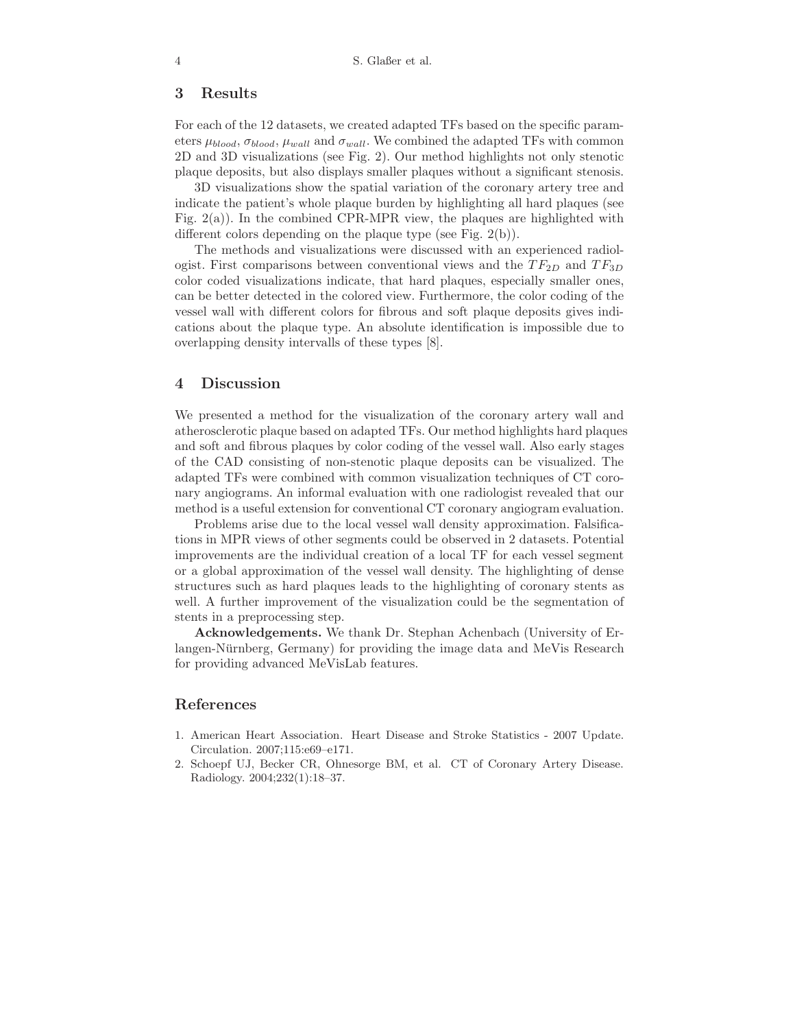## 3 Results

For each of the 12 datasets, we created adapted TFs based on the specific parameters $\mu_{blood}$, $\sigma_{blood}$, $\mu_{wall}$ and $\sigma_{wall}$. We combined the adapted TFs with common 2D and 3D visualizations (see Fig. 2). Our method highlights not only stenotic plaque deposits, but also displays smaller plaques without a significant stenosis.

3D visualizations show the spatial variation of the coronary artery tree and indicate the patient's whole plaque burden by highlighting all hard plaques (see Fig. 2(a)). In the combined CPR-MPR view, the plaques are highlighted with different colors depending on the plaque type (see Fig. 2(b)).

The methods and visualizations were discussed with an experienced radiologist. First comparisons between conventional views and the $TF_{2D}$ and $TF_{3D}$ color coded visualizations indicate, that hard plaques, especially smaller ones, can be better detected in the colored view. Furthermore, the color coding of the vessel wall with different colors for fibrous and soft plaque deposits gives indications about the plaque type. An absolute identification is impossible due to overlapping density intervalls of these types [8].

## 4 Discussion

We presented a method for the visualization of the coronary artery wall and atherosclerotic plaque based on adapted TFs. Our method highlights hard plaques and soft and fibrous plaques by color coding of the vessel wall. Also early stages of the CAD consisting of non-stenotic plaque deposits can be visualized. The adapted TFs were combined with common visualization techniques of CT coronary angiograms. An informal evaluation with one radiologist revealed that our method is a useful extension for conventional CT coronary angiogram evaluation.

Problems arise due to the local vessel wall density approximation. Falsifications in MPR views of other segments could be observed in 2 datasets. Potential improvements are the individual creation of a local TF for each vessel segment or a global approximation of the vessel wall density. The highlighting of dense structures such as hard plaques leads to the highlighting of coronary stents as well. A further improvement of the visualization could be the segmentation of stents in a preprocessing step.

**Acknowledgements.** We thank Dr. Stephan Achenbach (University of Erlangen-Nürnberg, Germany) for providing the image data and MeVis Research for providing advanced MeVisLab features.

## References

1. American Heart Association. Heart Disease and Stroke Statistics - 2007 Update. Circulation. 2007;115:e69–e171.
2. Schoepf UJ, Becker CR, Ohnesorge BM, et al. CT of Coronary Artery Disease. Radiology. 2004;232(1):18–37.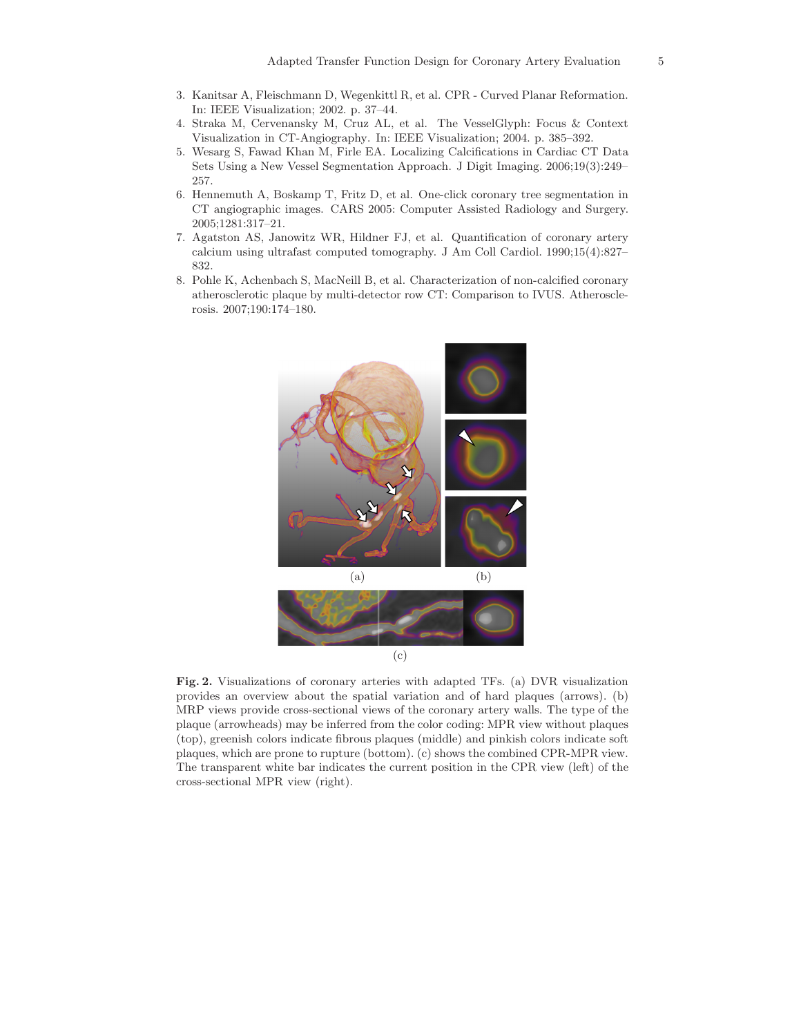3. Kanitsar A, Fleischmann D, Wegenkittl R, et al. CPR - Curved Planar Reformation. In: IEEE Visualization; 2002. p. 37–44.
4. Straka M, Cervenansky M, Cruz AL, et al. The VesselGlyph: Focus & Context Visualization in CT-Angiography. In: IEEE Visualization; 2004. p. 385–392.
5. Wesarg S, Fawad Khan M, Firle EA. Localizing Calcifications in Cardiac CT Data Sets Using a New Vessel Segmentation Approach. J Digit Imaging. 2006;19(3):249–257.
6. Hennemuth A, Boskamp T, Fritz D, et al. One-click coronary tree segmentation in CT angiographic images. CARS 2005: Computer Assisted Radiology and Surgery. 2005;1281:317–21.
7. Agatston AS, Janowitz WR, Hildner FJ, et al. Quantification of coronary artery calcium using ultrafast computed tomography. J Am Coll Cardiol. 1990;15(4):827–832.
8. Pohle K, Achenbach S, MacNeill B, et al. Characterization of non-calcified coronary atherosclerotic plaque by multi-detector row CT: Comparison to IVUS. Atherosclerosis. 2007;190:174–180.

(a) (b)

(c)

**Fig. 2.** Visualizations of coronary arteries with adapted TFs. (a) DVR visualization provides an overview about the spatial variation and of hard plaques (arrows). (b) MRP views provide cross-sectional views of the coronary artery walls. The type of the plaque (arrowheads) may be inferred from the color coding: MPR view without plaques (top), greenish colors indicate fibrous plaques (middle) and pinkish colors indicate soft plaques, which are prone to rupture (bottom). (c) shows the combined CPR-MPR view. The transparent white bar indicates the current position in the CPR view (left) of the cross-sectional MPR view (right).